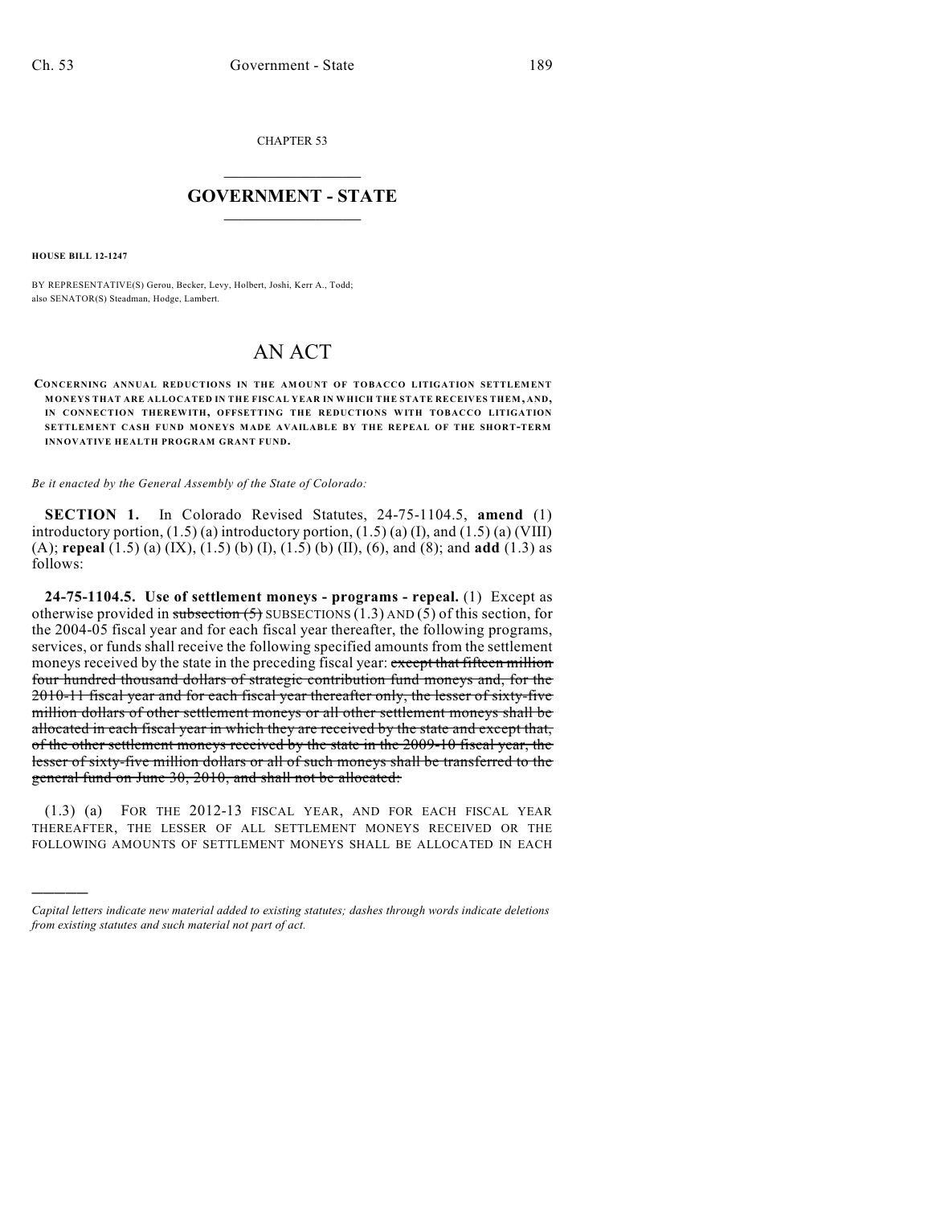CHAPTER 53

# GOVERNMENT - STATE

**HOUSE BILL 12-1247**

BY REPRESENTATIVE(S) Gerou, Becker, Levy, Holbert, Joshi, Kerr A., Todd; also SENATOR(S) Steadman, Hodge, Lambert.

# AN ACT

**CONCERNING ANNUAL REDUCTIONS IN THE AMOUNT OF TOBACCO LITIGATION SETTLEMENT MONEYS THAT ARE ALLOCATED IN THE FISCAL YEAR IN WHICH THE STATE RECEIVES THEM, AND, IN CONNECTION THEREWITH, OFFSETTING THE REDUCTIONS WITH TOBACCO LITIGATION SETTLEMENT CASH FUND MONEYS MADE AVAILABLE BY THE REPEAL OF THE SHORT-TERM INNOVATIVE HEALTH PROGRAM GRANT FUND.**

*Be it enacted by the General Assembly of the State of Colorado:*

**SECTION 1.** In Colorado Revised Statutes, 24-75-1104.5, **amend** (1) introductory portion, (1.5) (a) introductory portion, (1.5) (a) (I), and (1.5) (a) (VIII) (A); **repeal** (1.5) (a) (IX), (1.5) (b) (I), (1.5) (b) (II), (6), and (8); and **add** (1.3) as follows:

**24-75-1104.5. Use of settlement moneys - programs - repeal.** (1) Except as otherwise provided in ~~subsection (5)~~ SUBSECTIONS (1.3) AND (5) of this section, for the 2004-05 fiscal year and for each fiscal year thereafter, the following programs, services, or funds shall receive the following specified amounts from the settlement moneys received by the state in the preceding fiscal year: ~~except that fifteen million four hundred thousand dollars of strategic contribution fund moneys and, for the 2010-11 fiscal year and for each fiscal year thereafter only, the lesser of sixty-five million dollars of other settlement moneys or all other settlement moneys shall be allocated in each fiscal year in which they are received by the state and except that, of the other settlement moneys received by the state in the 2009-10 fiscal year, the lesser of sixty-five million dollars or all of such moneys shall be transferred to the general fund on June 30, 2010, and shall not be allocated:~~

(1.3) (a) FOR THE 2012-13 FISCAL YEAR, AND FOR EACH FISCAL YEAR THEREAFTER, THE LESSER OF ALL SETTLEMENT MONEYS RECEIVED OR THE FOLLOWING AMOUNTS OF SETTLEMENT MONEYS SHALL BE ALLOCATED IN EACH

---

*Capital letters indicate new material added to existing statutes; dashes through words indicate deletions from existing statutes and such material not part of act.*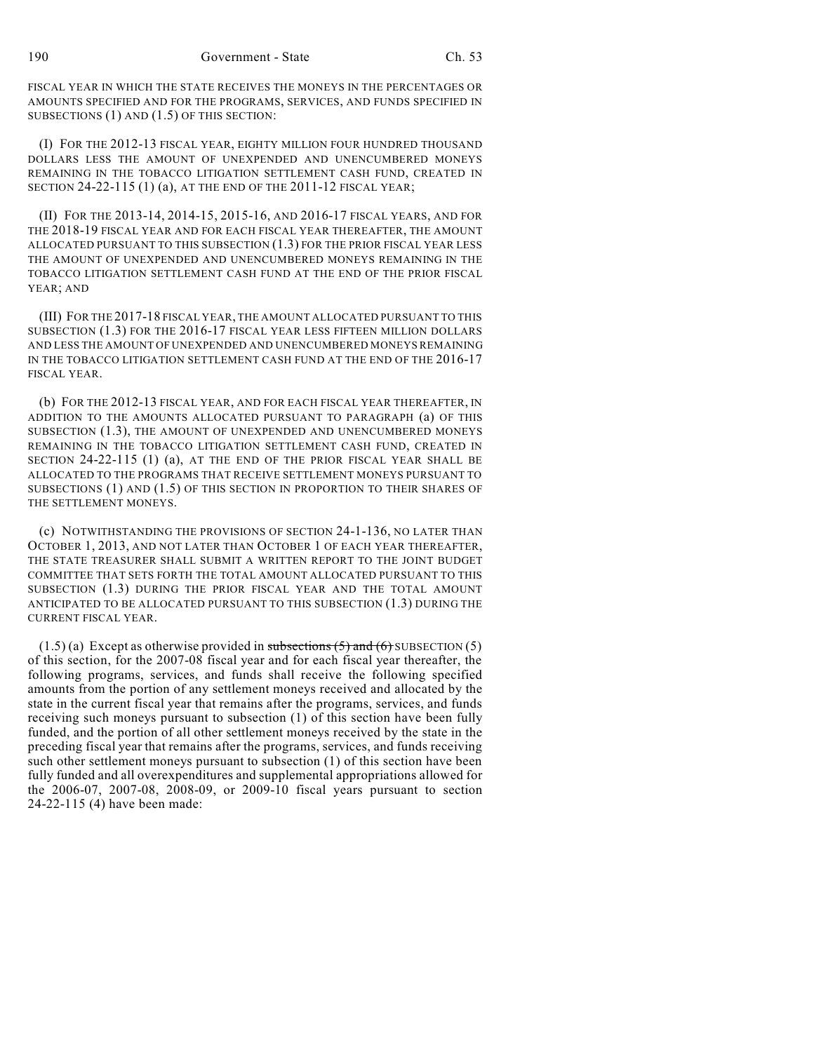FISCAL YEAR IN WHICH THE STATE RECEIVES THE MONEYS IN THE PERCENTAGES OR AMOUNTS SPECIFIED AND FOR THE PROGRAMS, SERVICES, AND FUNDS SPECIFIED IN SUBSECTIONS (1) AND (1.5) OF THIS SECTION:

(I) FOR THE 2012-13 FISCAL YEAR, EIGHTY MILLION FOUR HUNDRED THOUSAND DOLLARS LESS THE AMOUNT OF UNEXPENDED AND UNENCUMBERED MONEYS REMAINING IN THE TOBACCO LITIGATION SETTLEMENT CASH FUND, CREATED IN SECTION 24-22-115 (1) (a), AT THE END OF THE 2011-12 FISCAL YEAR;

(II) FOR THE 2013-14, 2014-15, 2015-16, AND 2016-17 FISCAL YEARS, AND FOR THE 2018-19 FISCAL YEAR AND FOR EACH FISCAL YEAR THEREAFTER, THE AMOUNT ALLOCATED PURSUANT TO THIS SUBSECTION (1.3) FOR THE PRIOR FISCAL YEAR LESS THE AMOUNT OF UNEXPENDED AND UNENCUMBERED MONEYS REMAINING IN THE TOBACCO LITIGATION SETTLEMENT CASH FUND AT THE END OF THE PRIOR FISCAL YEAR; AND

(III) FOR THE 2017-18 FISCAL YEAR, THE AMOUNT ALLOCATED PURSUANT TO THIS SUBSECTION (1.3) FOR THE 2016-17 FISCAL YEAR LESS FIFTEEN MILLION DOLLARS AND LESS THE AMOUNT OF UNEXPENDED AND UNENCUMBERED MONEYS REMAINING IN THE TOBACCO LITIGATION SETTLEMENT CASH FUND AT THE END OF THE 2016-17 FISCAL YEAR.

(b) FOR THE 2012-13 FISCAL YEAR, AND FOR EACH FISCAL YEAR THEREAFTER, IN ADDITION TO THE AMOUNTS ALLOCATED PURSUANT TO PARAGRAPH (a) OF THIS SUBSECTION (1.3), THE AMOUNT OF UNEXPENDED AND UNENCUMBERED MONEYS REMAINING IN THE TOBACCO LITIGATION SETTLEMENT CASH FUND, CREATED IN SECTION 24-22-115 (1) (a), AT THE END OF THE PRIOR FISCAL YEAR SHALL BE ALLOCATED TO THE PROGRAMS THAT RECEIVE SETTLEMENT MONEYS PURSUANT TO SUBSECTIONS (1) AND (1.5) OF THIS SECTION IN PROPORTION TO THEIR SHARES OF THE SETTLEMENT MONEYS.

(c) NOTWITHSTANDING THE PROVISIONS OF SECTION 24-1-136, NO LATER THAN OCTOBER 1, 2013, AND NOT LATER THAN OCTOBER 1 OF EACH YEAR THEREAFTER, THE STATE TREASURER SHALL SUBMIT A WRITTEN REPORT TO THE JOINT BUDGET COMMITTEE THAT SETS FORTH THE TOTAL AMOUNT ALLOCATED PURSUANT TO THIS SUBSECTION (1.3) DURING THE PRIOR FISCAL YEAR AND THE TOTAL AMOUNT ANTICIPATED TO BE ALLOCATED PURSUANT TO THIS SUBSECTION (1.3) DURING THE CURRENT FISCAL YEAR.

(1.5) (a) Except as otherwise provided in ~~subsections (5) and (6)~~ SUBSECTION (5) of this section, for the 2007-08 fiscal year and for each fiscal year thereafter, the following programs, services, and funds shall receive the following specified amounts from the portion of any settlement moneys received and allocated by the state in the current fiscal year that remains after the programs, services, and funds receiving such moneys pursuant to subsection (1) of this section have been fully funded, and the portion of all other settlement moneys received by the state in the preceding fiscal year that remains after the programs, services, and funds receiving such other settlement moneys pursuant to subsection (1) of this section have been fully funded and all overexpenditures and supplemental appropriations allowed for the 2006-07, 2007-08, 2008-09, or 2009-10 fiscal years pursuant to section 24-22-115 (4) have been made: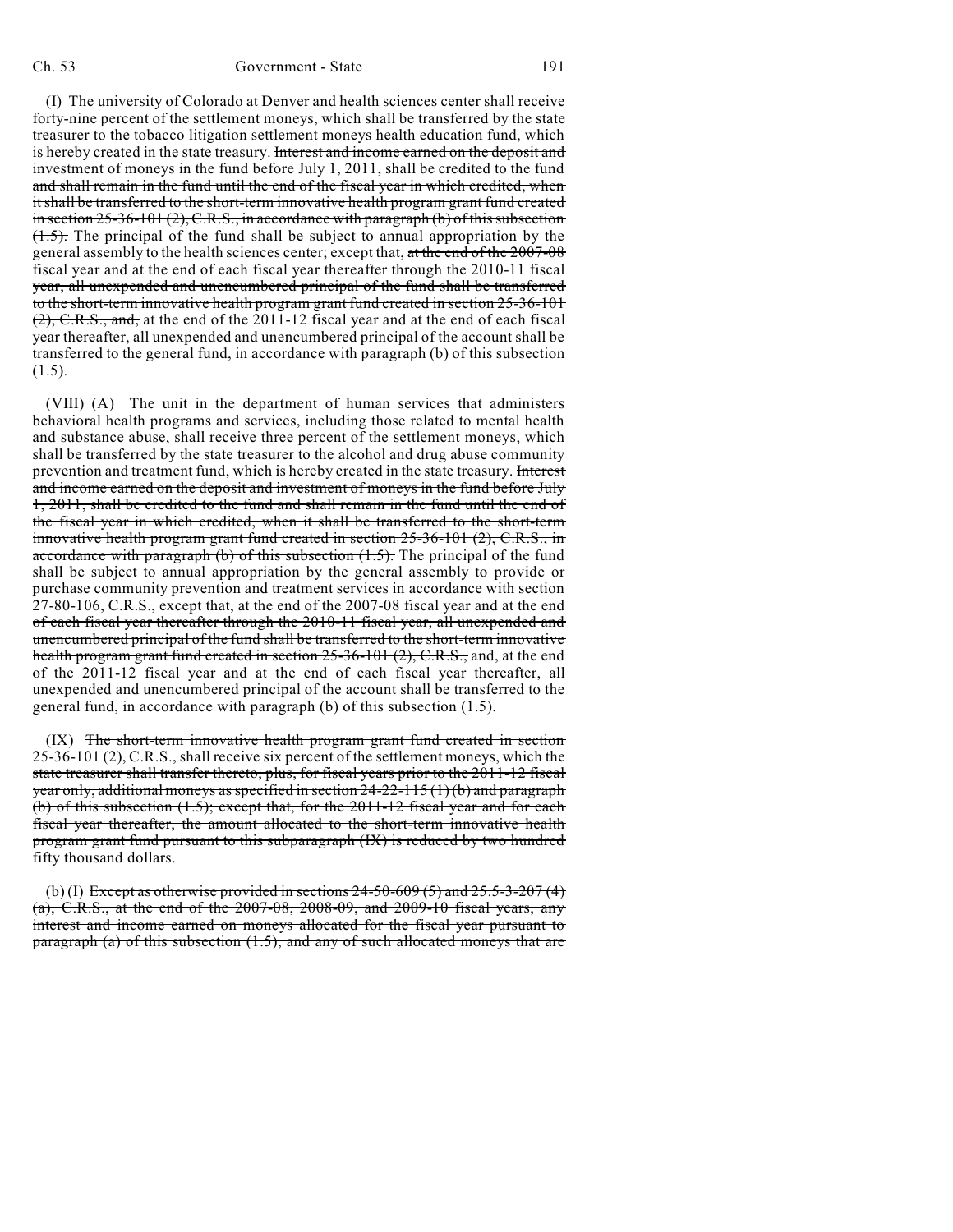(I) The university of Colorado at Denver and health sciences center shall receive forty-nine percent of the settlement moneys, which shall be transferred by the state treasurer to the tobacco litigation settlement moneys health education fund, which is hereby created in the state treasury. ~~Interest and income earned on the deposit and investment of moneys in the fund before July 1, 2011, shall be credited to the fund and shall remain in the fund until the end of the fiscal year in which credited, when it shall be transferred to the short-term innovative health program grant fund created in section 25-36-101 (2), C.R.S., in accordance with paragraph (b) of this subsection (1.5).~~ The principal of the fund shall be subject to annual appropriation by the general assembly to the health sciences center; except that, ~~at the end of the 2007-08 fiscal year and at the end of each fiscal year thereafter through the 2010-11 fiscal year, all unexpended and unencumbered principal of the fund shall be transferred to the short-term innovative health program grant fund created in section 25-36-101 (2), C.R.S., and,~~ at the end of the 2011-12 fiscal year and at the end of each fiscal year thereafter, all unexpended and unencumbered principal of the account shall be transferred to the general fund, in accordance with paragraph (b) of this subsection (1.5).

(VIII) (A) The unit in the department of human services that administers behavioral health programs and services, including those related to mental health and substance abuse, shall receive three percent of the settlement moneys, which shall be transferred by the state treasurer to the alcohol and drug abuse community prevention and treatment fund, which is hereby created in the state treasury. ~~Interest and income earned on the deposit and investment of moneys in the fund before July 1, 2011, shall be credited to the fund and shall remain in the fund until the end of the fiscal year in which credited, when it shall be transferred to the short-term innovative health program grant fund created in section 25-36-101 (2), C.R.S., in accordance with paragraph (b) of this subsection (1.5).~~ The principal of the fund shall be subject to annual appropriation by the general assembly to provide or purchase community prevention and treatment services in accordance with section 27-80-106, C.R.S., ~~except that, at the end of the 2007-08 fiscal year and at the end of each fiscal year thereafter through the 2010-11 fiscal year, all unexpended and unencumbered principal of the fund shall be transferred to the short-term innovative health program grant fund created in section 25-36-101 (2), C.R.S.,~~ and, at the end of the 2011-12 fiscal year and at the end of each fiscal year thereafter, all unexpended and unencumbered principal of the account shall be transferred to the general fund, in accordance with paragraph (b) of this subsection (1.5).

(IX) ~~The short-term innovative health program grant fund created in section 25-36-101 (2), C.R.S., shall receive six percent of the settlement moneys, which the state treasurer shall transfer thereto, plus, for fiscal years prior to the 2011-12 fiscal year only, additional moneys as specified in section 24-22-115 (1) (b) and paragraph (b) of this subsection (1.5); except that, for the 2011-12 fiscal year and for each fiscal year thereafter, the amount allocated to the short-term innovative health program grant fund pursuant to this subparagraph (IX) is reduced by two hundred fifty thousand dollars.~~

(b) (I) ~~Except as otherwise provided in sections 24-50-609 (5) and 25.5-3-207 (4) (a), C.R.S., at the end of the 2007-08, 2008-09, and 2009-10 fiscal years, any interest and income earned on moneys allocated for the fiscal year pursuant to paragraph (a) of this subsection (1.5), and any of such allocated moneys that are~~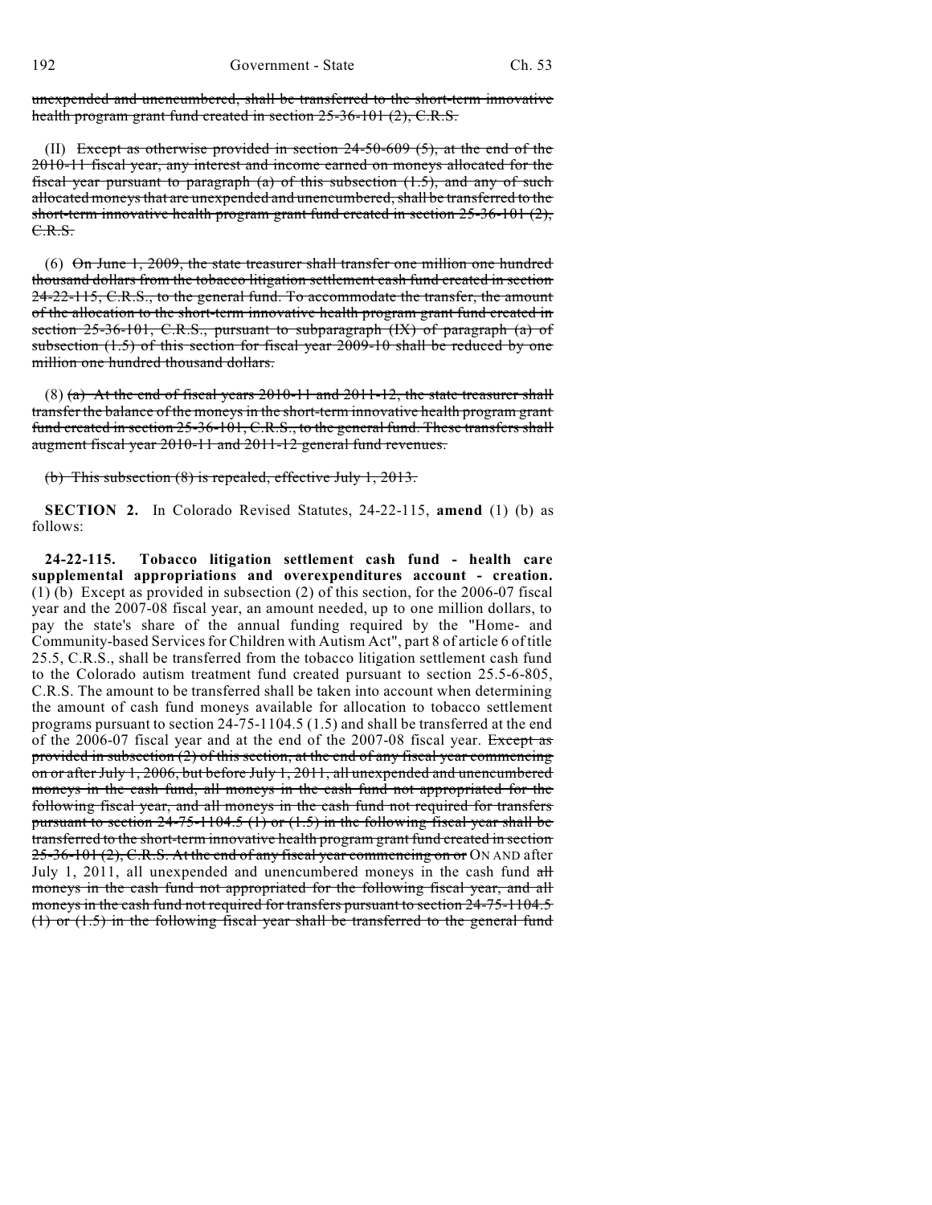~~unexpended and unencumbered, shall be transferred to the short-term innovative health program grant fund created in section 25-36-101 (2), C.R.S.~~

(II) ~~Except as otherwise provided in section 24-50-609 (5), at the end of the 2010-11 fiscal year, any interest and income earned on moneys allocated for the fiscal year pursuant to paragraph (a) of this subsection (1.5), and any of such allocated moneys that are unexpended and unencumbered, shall be transferred to the short-term innovative health program grant fund created in section 25-36-101 (2), C.R.S.~~

(6) ~~On June 1, 2009, the state treasurer shall transfer one million one hundred thousand dollars from the tobacco litigation settlement cash fund created in section 24-22-115, C.R.S., to the general fund. To accommodate the transfer, the amount of the allocation to the short-term innovative health program grant fund created in section 25-36-101, C.R.S., pursuant to subparagraph (IX) of paragraph (a) of subsection (1.5) of this section for fiscal year 2009-10 shall be reduced by one million one hundred thousand dollars.~~

(8) ~~(a) At the end of fiscal years 2010-11 and 2011-12, the state treasurer shall transfer the balance of the moneys in the short-term innovative health program grant fund created in section 25-36-101, C.R.S., to the general fund. These transfers shall augment fiscal year 2010-11 and 2011-12 general fund revenues.~~

~~(b) This subsection (8) is repealed, effective July 1, 2013.~~

**SECTION 2.** In Colorado Revised Statutes, 24-22-115, **amend** (1) (b) as follows:

**24-22-115. Tobacco litigation settlement cash fund - health care supplemental appropriations and overexpenditures account - creation.** (1) (b) Except as provided in subsection (2) of this section, for the 2006-07 fiscal year and the 2007-08 fiscal year, an amount needed, up to one million dollars, to pay the state's share of the annual funding required by the "Home- and Community-based Services for Children with Autism Act", part 8 of article 6 of title 25.5, C.R.S., shall be transferred from the tobacco litigation settlement cash fund to the Colorado autism treatment fund created pursuant to section 25.5-6-805, C.R.S. The amount to be transferred shall be taken into account when determining the amount of cash fund moneys available for allocation to tobacco settlement programs pursuant to section 24-75-1104.5 (1.5) and shall be transferred at the end of the 2006-07 fiscal year and at the end of the 2007-08 fiscal year. ~~Except as provided in subsection (2) of this section, at the end of any fiscal year commencing on or after July 1, 2006, but before July 1, 2011, all unexpended and unencumbered moneys in the cash fund, all moneys in the cash fund not appropriated for the following fiscal year, and all moneys in the cash fund not required for transfers pursuant to section 24-75-1104.5 (1) or (1.5) in the following fiscal year shall be transferred to the short-term innovative health program grant fund created in section 25-36-101 (2), C.R.S. At the end of any fiscal year commencing on or~~ ON AND after July 1, 2011, all unexpended and unencumbered moneys in the cash fund ~~all moneys in the cash fund not appropriated for the following fiscal year, and all moneys in the cash fund not required for transfers pursuant to section 24-75-1104.5 (1) or (1.5) in the following fiscal year~~ shall be transferred to the general fund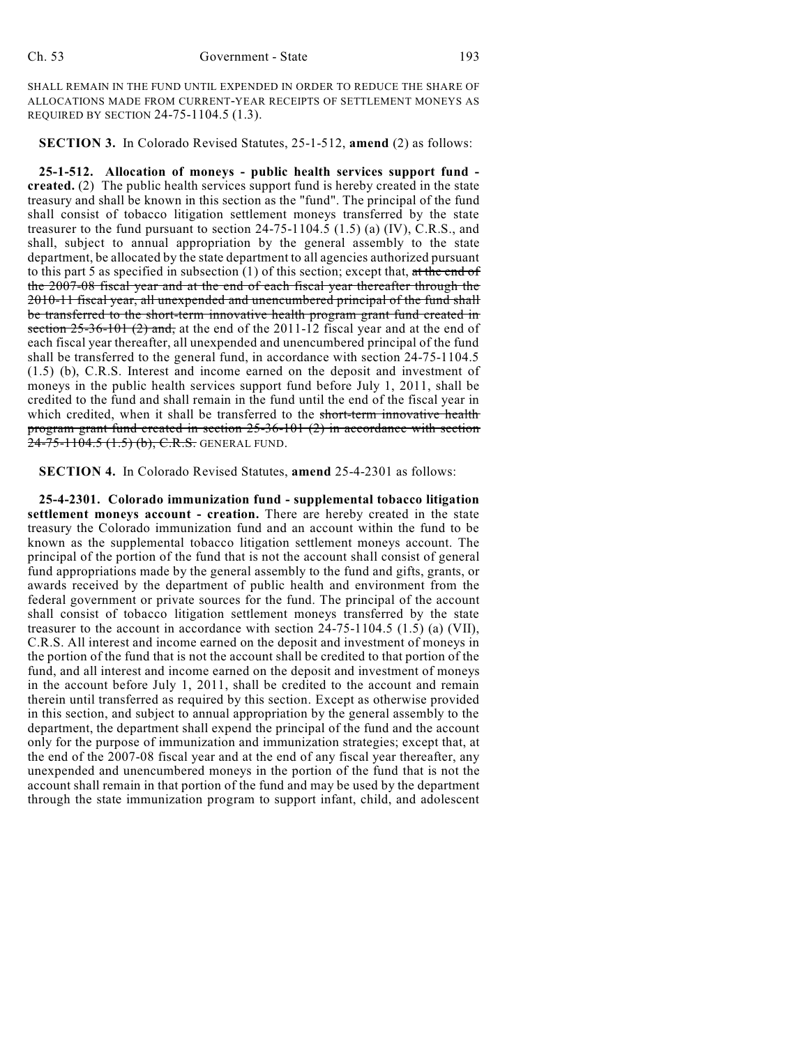SHALL REMAIN IN THE FUND UNTIL EXPENDED IN ORDER TO REDUCE THE SHARE OF ALLOCATIONS MADE FROM CURRENT-YEAR RECEIPTS OF SETTLEMENT MONEYS AS REQUIRED BY SECTION 24-75-1104.5 (1.3).

**SECTION 3.** In Colorado Revised Statutes, 25-1-512, **amend** (2) as follows:

**25-1-512. Allocation of moneys - public health services support fund - created.** (2) The public health services support fund is hereby created in the state treasury and shall be known in this section as the "fund". The principal of the fund shall consist of tobacco litigation settlement moneys transferred by the state treasurer to the fund pursuant to section 24-75-1104.5 (1.5) (a) (IV), C.R.S., and shall, subject to annual appropriation by the general assembly to the state department, be allocated by the state department to all agencies authorized pursuant to this part 5 as specified in subsection (1) of this section; except that, ~~at the end of the 2007-08 fiscal year and at the end of each fiscal year thereafter through the 2010-11 fiscal year, all unexpended and unencumbered principal of the fund shall be transferred to the short-term innovative health program grant fund created in section 25-36-101 (2) and,~~ at the end of the 2011-12 fiscal year and at the end of each fiscal year thereafter, all unexpended and unencumbered principal of the fund shall be transferred to the general fund, in accordance with section 24-75-1104.5 (1.5) (b), C.R.S. Interest and income earned on the deposit and investment of moneys in the public health services support fund before July 1, 2011, shall be credited to the fund and shall remain in the fund until the end of the fiscal year in which credited, when it shall be transferred to the ~~short-term innovative health program grant fund created in section 25-36-101 (2) in accordance with section 24-75-1104.5 (1.5) (b), C.R.S.~~ GENERAL FUND.

**SECTION 4.** In Colorado Revised Statutes, **amend** 25-4-2301 as follows:

**25-4-2301. Colorado immunization fund - supplemental tobacco litigation settlement moneys account - creation.** There are hereby created in the state treasury the Colorado immunization fund and an account within the fund to be known as the supplemental tobacco litigation settlement moneys account. The principal of the portion of the fund that is not the account shall consist of general fund appropriations made by the general assembly to the fund and gifts, grants, or awards received by the department of public health and environment from the federal government or private sources for the fund. The principal of the account shall consist of tobacco litigation settlement moneys transferred by the state treasurer to the account in accordance with section 24-75-1104.5 (1.5) (a) (VII), C.R.S. All interest and income earned on the deposit and investment of moneys in the portion of the fund that is not the account shall be credited to that portion of the fund, and all interest and income earned on the deposit and investment of moneys in the account before July 1, 2011, shall be credited to the account and remain therein until transferred as required by this section. Except as otherwise provided in this section, and subject to annual appropriation by the general assembly to the department, the department shall expend the principal of the fund and the account only for the purpose of immunization and immunization strategies; except that, at the end of the 2007-08 fiscal year and at the end of any fiscal year thereafter, any unexpended and unencumbered moneys in the portion of the fund that is not the account shall remain in that portion of the fund and may be used by the department through the state immunization program to support infant, child, and adolescent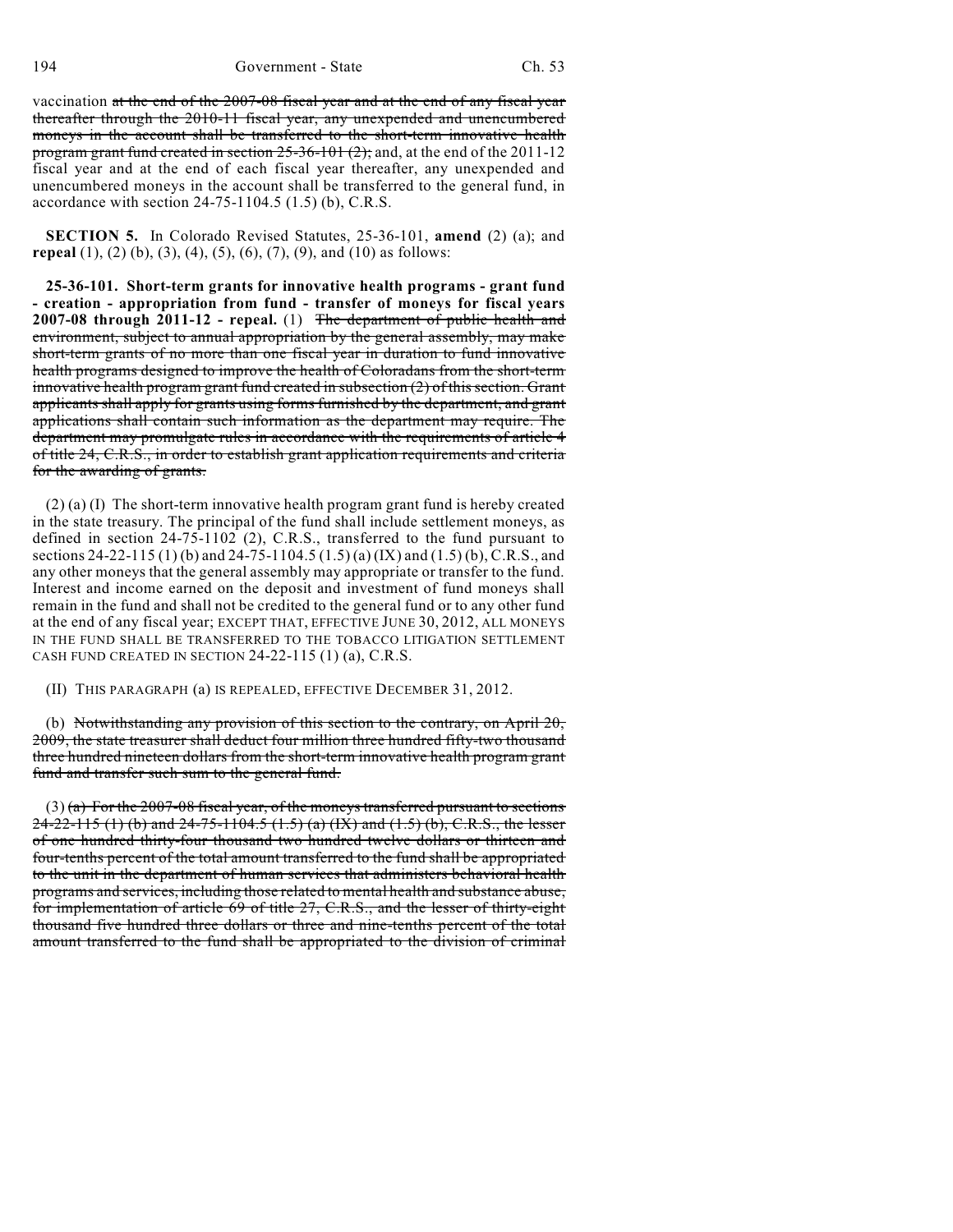vaccination ~~at the end of the 2007-08 fiscal year and at the end of any fiscal year thereafter through the 2010-11 fiscal year, any unexpended and unencumbered moneys in the account shall be transferred to the short-term innovative health program grant fund created in section 25-36-101 (2);~~ and, at the end of the 2011-12 fiscal year and at the end of each fiscal year thereafter, any unexpended and unencumbered moneys in the account shall be transferred to the general fund, in accordance with section 24-75-1104.5 (1.5) (b), C.R.S.

**SECTION 5.** In Colorado Revised Statutes, 25-36-101, **amend** (2) (a); and **repeal** (1), (2) (b), (3), (4), (5), (6), (7), (9), and (10) as follows:

**25-36-101. Short-term grants for innovative health programs - grant fund - creation - appropriation from fund - transfer of moneys for fiscal years 2007-08 through 2011-12 - repeal.** (1) ~~The department of public health and environment, subject to annual appropriation by the general assembly, may make short-term grants of no more than one fiscal year in duration to fund innovative health programs designed to improve the health of Coloradans from the short-term innovative health program grant fund created in subsection (2) of this section. Grant applicants shall apply for grants using forms furnished by the department, and grant applications shall contain such information as the department may require. The department may promulgate rules in accordance with the requirements of article 4 of title 24, C.R.S., in order to establish grant application requirements and criteria for the awarding of grants.~~

(2) (a) (I) The short-term innovative health program grant fund is hereby created in the state treasury. The principal of the fund shall include settlement moneys, as defined in section 24-75-1102 (2), C.R.S., transferred to the fund pursuant to sections 24-22-115 (1) (b) and 24-75-1104.5 (1.5) (a) (IX) and (1.5) (b), C.R.S., and any other moneys that the general assembly may appropriate or transfer to the fund. Interest and income earned on the deposit and investment of fund moneys shall remain in the fund and shall not be credited to the general fund or to any other fund at the end of any fiscal year; EXCEPT THAT, EFFECTIVE JUNE 30, 2012, ALL MONEYS IN THE FUND SHALL BE TRANSFERRED TO THE TOBACCO LITIGATION SETTLEMENT CASH FUND CREATED IN SECTION 24-22-115 (1) (a), C.R.S.

(II) THIS PARAGRAPH (a) IS REPEALED, EFFECTIVE DECEMBER 31, 2012.

(b) ~~Notwithstanding any provision of this section to the contrary, on April 20, 2009, the state treasurer shall deduct four million three hundred fifty-two thousand three hundred nineteen dollars from the short-term innovative health program grant fund and transfer such sum to the general fund.~~

(3) ~~(a) For the 2007-08 fiscal year, of the moneys transferred pursuant to sections 24-22-115 (1) (b) and 24-75-1104.5 (1.5) (a) (IX) and (1.5) (b), C.R.S., the lesser of one hundred thirty-four thousand two hundred twelve dollars or thirteen and four-tenths percent of the total amount transferred to the fund shall be appropriated to the unit in the department of human services that administers behavioral health programs and services, including those related to mental health and substance abuse, for implementation of article 69 of title 27, C.R.S., and the lesser of thirty-eight thousand five hundred three dollars or three and nine-tenths percent of the total amount transferred to the fund shall be appropriated to the division of criminal~~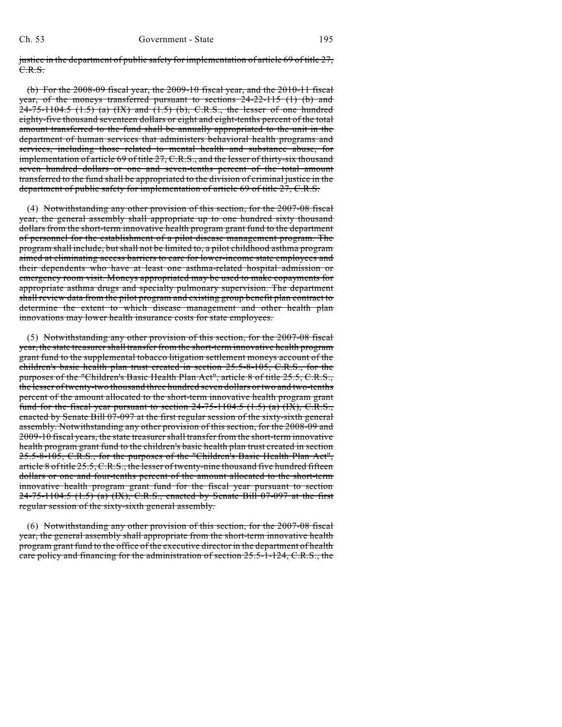~~justice in the department of public safety for implementation of article 69 of title 27, C.R.S.~~

(b) ~~For the 2008-09 fiscal year, the 2009-10 fiscal year, and the 2010-11 fiscal year, of the moneys transferred pursuant to sections 24-22-115 (1) (b) and 24-75-1104.5 (1.5) (a) (IX) and (1.5) (b), C.R.S., the lesser of one hundred eighty-five thousand seventeen dollars or eight and eight-tenths percent of the total amount transferred to the fund shall be annually appropriated to the unit in the department of human services that administers behavioral health programs and services, including those related to mental health and substance abuse, for implementation of article 69 of title 27, C.R.S., and the lesser of thirty-six thousand seven hundred dollars or one and seven-tenths percent of the total amount transferred to the fund shall be appropriated to the division of criminal justice in the department of public safety for implementation of article 69 of title 27, C.R.S.~~

(4) ~~Notwithstanding any other provision of this section, for the 2007-08 fiscal year, the general assembly shall appropriate up to one hundred sixty thousand dollars from the short-term innovative health program grant fund to the department of personnel for the establishment of a pilot disease management program. The program shall include, but shall not be limited to, a pilot childhood asthma program aimed at eliminating access barriers to care for lower-income state employees and their dependents who have at least one asthma-related hospital admission or emergency room visit. Moneys appropriated may be used to make copayments for appropriate asthma drugs and specialty pulmonary supervision. The department shall review data from the pilot program and existing group benefit plan contract to determine the extent to which disease management and other health plan innovations may lower health insurance costs for state employees.~~

(5) ~~Notwithstanding any other provision of this section, for the 2007-08 fiscal year, the state treasurer shall transfer from the short-term innovative health program grant fund to the supplemental tobacco litigation settlement moneys account of the children's basic health plan trust created in section 25.5-8-105, C.R.S., for the purposes of the "Children's Basic Health Plan Act", article 8 of title 25.5, C.R.S., the lesser of twenty-two thousand three hundred seven dollars or two and two-tenths percent of the amount allocated to the short-term innovative health program grant fund for the fiscal year pursuant to section 24-75-1104.5 (1.5) (a) (IX), C.R.S., enacted by Senate Bill 07-097 at the first regular session of the sixty-sixth general assembly. Notwithstanding any other provision of this section, for the 2008-09 and 2009-10 fiscal years, the state treasurer shall transfer from the short-term innovative health program grant fund to the children's basic health plan trust created in section 25.5-8-105, C.R.S., for the purposes of the "Children's Basic Health Plan Act", article 8 of title 25.5, C.R.S., the lesser of twenty-nine thousand five hundred fifteen dollars or one and four-tenths percent of the amount allocated to the short-term innovative health program grant fund for the fiscal year pursuant to section 24-75-1104.5 (1.5) (a) (IX), C.R.S., enacted by Senate Bill 07-097 at the first regular session of the sixty-sixth general assembly.~~

(6) ~~Notwithstanding any other provision of this section, for the 2007-08 fiscal year, the general assembly shall appropriate from the short-term innovative health program grant fund to the office of the executive director in the department of health care policy and financing for the administration of section 25.5-1-124, C.R.S., the~~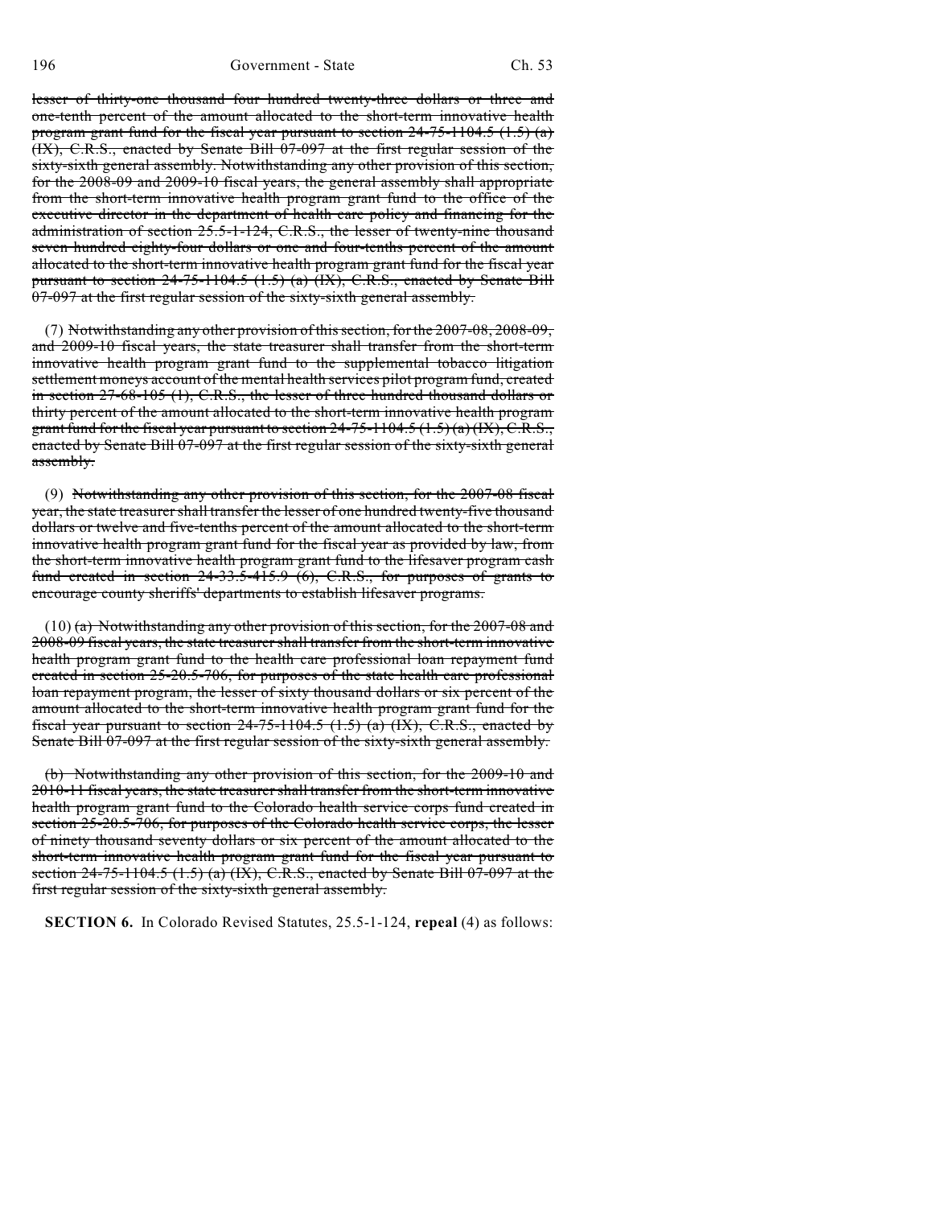~~lesser of thirty-one thousand four hundred twenty-three dollars or three and one-tenth percent of the amount allocated to the short-term innovative health program grant fund for the fiscal year pursuant to section 24-75-1104.5 (1.5) (a) (IX), C.R.S., enacted by Senate Bill 07-097 at the first regular session of the sixty-sixth general assembly. Notwithstanding any other provision of this section, for the 2008-09 and 2009-10 fiscal years, the general assembly shall appropriate from the short-term innovative health program grant fund to the office of the executive director in the department of health care policy and financing for the administration of section 25.5-1-124, C.R.S., the lesser of twenty-nine thousand seven hundred eighty-four dollars or one and four-tenths percent of the amount allocated to the short-term innovative health program grant fund for the fiscal year pursuant to section 24-75-1104.5 (1.5) (a) (IX), C.R.S., enacted by Senate Bill 07-097 at the first regular session of the sixty-sixth general assembly.~~

(7) ~~Notwithstanding any other provision of this section, for the 2007-08, 2008-09, and 2009-10 fiscal years, the state treasurer shall transfer from the short-term innovative health program grant fund to the supplemental tobacco litigation settlement moneys account of the mental health services pilot program fund, created in section 27-68-105 (1), C.R.S., the lesser of three hundred thousand dollars or thirty percent of the amount allocated to the short-term innovative health program grant fund for the fiscal year pursuant to section 24-75-1104.5 (1.5) (a) (IX), C.R.S., enacted by Senate Bill 07-097 at the first regular session of the sixty-sixth general assembly.~~

(9) ~~Notwithstanding any other provision of this section, for the 2007-08 fiscal year, the state treasurer shall transfer the lesser of one hundred twenty-five thousand dollars or twelve and five-tenths percent of the amount allocated to the short-term innovative health program grant fund for the fiscal year as provided by law, from the short-term innovative health program grant fund to the lifesaver program cash fund created in section 24-33.5-415.9 (6), C.R.S., for purposes of grants to encourage county sheriffs' departments to establish lifesaver programs.~~

(10) ~~(a) Notwithstanding any other provision of this section, for the 2007-08 and 2008-09 fiscal years, the state treasurer shall transfer from the short-term innovative health program grant fund to the health care professional loan repayment fund created in section 25-20.5-706, for purposes of the state health care professional loan repayment program, the lesser of sixty thousand dollars or six percent of the amount allocated to the short-term innovative health program grant fund for the fiscal year pursuant to section 24-75-1104.5 (1.5) (a) (IX), C.R.S., enacted by Senate Bill 07-097 at the first regular session of the sixty-sixth general assembly.~~

~~(b) Notwithstanding any other provision of this section, for the 2009-10 and 2010-11 fiscal years, the state treasurer shall transfer from the short-term innovative health program grant fund to the Colorado health service corps fund created in section 25-20.5-706, for purposes of the Colorado health service corps, the lesser of ninety thousand seventy dollars or six percent of the amount allocated to the short-term innovative health program grant fund for the fiscal year pursuant to section 24-75-1104.5 (1.5) (a) (IX), C.R.S., enacted by Senate Bill 07-097 at the first regular session of the sixty-sixth general assembly.~~

**SECTION 6.** In Colorado Revised Statutes, 25.5-1-124, **repeal** (4) as follows: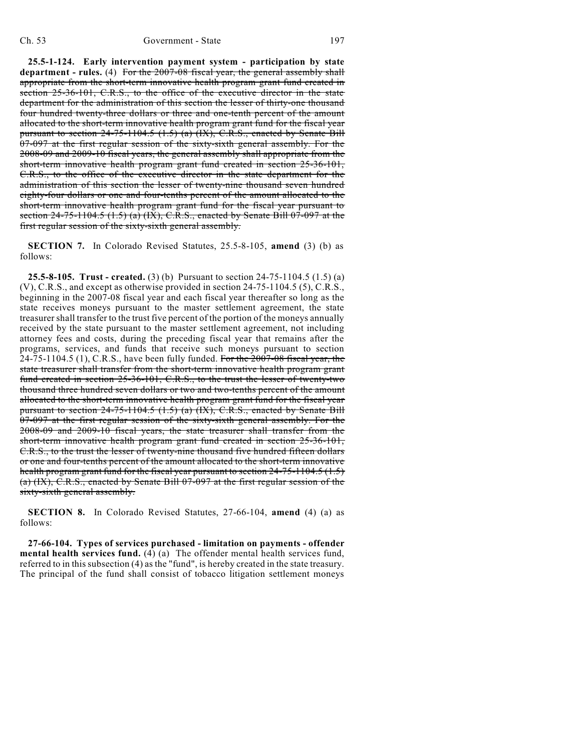**25.5-1-124. Early intervention payment system - participation by state department - rules.** (4) ~~For the 2007-08 fiscal year, the general assembly shall appropriate from the short-term innovative health program grant fund created in section 25-36-101, C.R.S., to the office of the executive director in the state department for the administration of this section the lesser of thirty-one thousand four hundred twenty-three dollars or three and one-tenth percent of the amount allocated to the short-term innovative health program grant fund for the fiscal year pursuant to section 24-75-1104.5 (1.5) (a) (IX), C.R.S., enacted by Senate Bill 07-097 at the first regular session of the sixty-sixth general assembly. For the 2008-09 and 2009-10 fiscal years, the general assembly shall appropriate from the short-term innovative health program grant fund created in section 25-36-101, C.R.S., to the office of the executive director in the state department for the administration of this section the lesser of twenty-nine thousand seven hundred eighty-four dollars or one and four-tenths percent of the amount allocated to the short-term innovative health program grant fund for the fiscal year pursuant to section 24-75-1104.5 (1.5) (a) (IX), C.R.S., enacted by Senate Bill 07-097 at the first regular session of the sixty-sixth general assembly.~~

**SECTION 7.** In Colorado Revised Statutes, 25.5-8-105, **amend** (3) (b) as follows:

**25.5-8-105. Trust - created.** (3) (b) Pursuant to section 24-75-1104.5 (1.5) (a) (V), C.R.S., and except as otherwise provided in section 24-75-1104.5 (5), C.R.S., beginning in the 2007-08 fiscal year and each fiscal year thereafter so long as the state receives moneys pursuant to the master settlement agreement, the state treasurer shall transfer to the trust five percent of the portion of the moneys annually received by the state pursuant to the master settlement agreement, not including attorney fees and costs, during the preceding fiscal year that remains after the programs, services, and funds that receive such moneys pursuant to section 24-75-1104.5 (1), C.R.S., have been fully funded. ~~For the 2007-08 fiscal year, the state treasurer shall transfer from the short-term innovative health program grant fund created in section 25-36-101, C.R.S., to the trust the lesser of twenty-two thousand three hundred seven dollars or two and two-tenths percent of the amount allocated to the short-term innovative health program grant fund for the fiscal year pursuant to section 24-75-1104.5 (1.5) (a) (IX), C.R.S., enacted by Senate Bill 07-097 at the first regular session of the sixty-sixth general assembly. For the 2008-09 and 2009-10 fiscal years, the state treasurer shall transfer from the short-term innovative health program grant fund created in section 25-36-101, C.R.S., to the trust the lesser of twenty-nine thousand five hundred fifteen dollars or one and four-tenths percent of the amount allocated to the short-term innovative health program grant fund for the fiscal year pursuant to section 24-75-1104.5 (1.5) (a) (IX), C.R.S., enacted by Senate Bill 07-097 at the first regular session of the sixty-sixth general assembly.~~

**SECTION 8.** In Colorado Revised Statutes, 27-66-104, **amend** (4) (a) as follows:

**27-66-104. Types of services purchased - limitation on payments - offender mental health services fund.** (4) (a) The offender mental health services fund, referred to in this subsection (4) as the "fund", is hereby created in the state treasury. The principal of the fund shall consist of tobacco litigation settlement moneys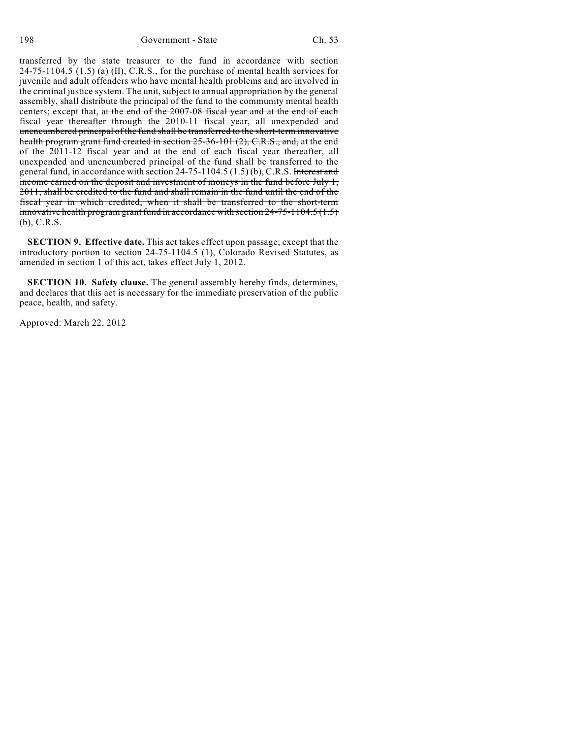transferred by the state treasurer to the fund in accordance with section 24-75-1104.5 (1.5) (a) (II), C.R.S., for the purchase of mental health services for juvenile and adult offenders who have mental health problems and are involved in the criminal justice system. The unit, subject to annual appropriation by the general assembly, shall distribute the principal of the fund to the community mental health centers; except that, ~~at the end of the 2007-08 fiscal year and at the end of each fiscal year thereafter through the 2010-11 fiscal year, all unexpended and unencumbered principal of the fund shall be transferred to the short-term innovative health program grant fund created in section 25-36-101 (2), C.R.S., and,~~ at the end of the 2011-12 fiscal year and at the end of each fiscal year thereafter, all unexpended and unencumbered principal of the fund shall be transferred to the general fund, in accordance with section 24-75-1104.5 (1.5) (b), C.R.S. ~~Interest and income earned on the deposit and investment of moneys in the fund before July 1, 2011, shall be credited to the fund and shall remain in the fund until the end of the fiscal year in which credited, when it shall be transferred to the short-term innovative health program grant fund in accordance with section 24-75-1104.5 (1.5) (b), C.R.S.~~

**SECTION 9. Effective date.** This act takes effect upon passage; except that the introductory portion to section 24-75-1104.5 (1), Colorado Revised Statutes, as amended in section 1 of this act, takes effect July 1, 2012.

**SECTION 10. Safety clause.** The general assembly hereby finds, determines, and declares that this act is necessary for the immediate preservation of the public peace, health, and safety.

Approved: March 22, 2012